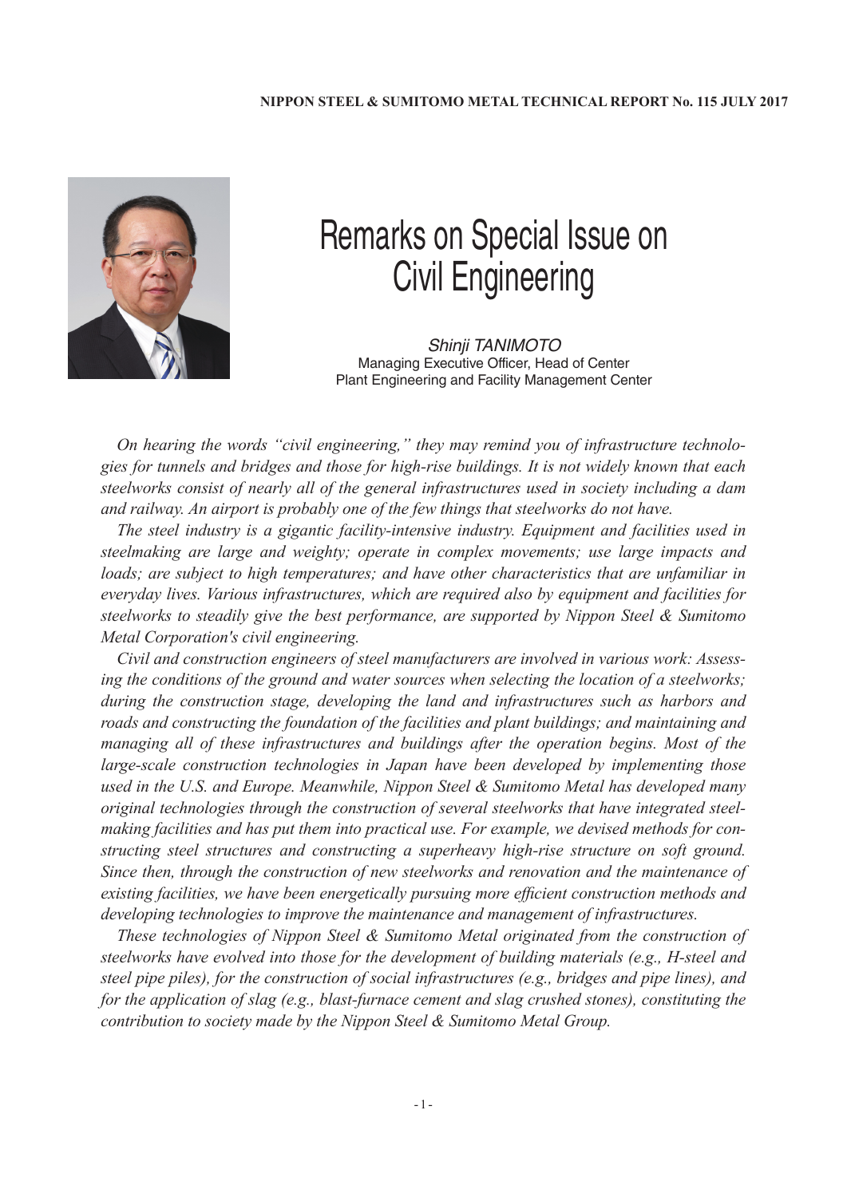# Remarks on Special Issue on Civil Engineering

*Shinji TANIMOTO*
Managing Executive Officer, Head of Center
Plant Engineering and Facility Management Center

*On hearing the words "civil engineering," they may remind you of infrastructure technologies for tunnels and bridges and those for high-rise buildings. It is not widely known that each steelworks consist of nearly all of the general infrastructures used in society including a dam and railway. An airport is probably one of the few things that steelworks do not have.*

*The steel industry is a gigantic facility-intensive industry. Equipment and facilities used in steelmaking are large and weighty; operate in complex movements; use large impacts and loads; are subject to high temperatures; and have other characteristics that are unfamiliar in everyday lives. Various infrastructures, which are required also by equipment and facilities for steelworks to steadily give the best performance, are supported by Nippon Steel & Sumitomo Metal Corporation's civil engineering.*

*Civil and construction engineers of steel manufacturers are involved in various work: Assessing the conditions of the ground and water sources when selecting the location of a steelworks; during the construction stage, developing the land and infrastructures such as harbors and roads and constructing the foundation of the facilities and plant buildings; and maintaining and managing all of these infrastructures and buildings after the operation begins. Most of the large-scale construction technologies in Japan have been developed by implementing those used in the U.S. and Europe. Meanwhile, Nippon Steel & Sumitomo Metal has developed many original technologies through the construction of several steelworks that have integrated steelmaking facilities and has put them into practical use. For example, we devised methods for constructing steel structures and constructing a superheavy high-rise structure on soft ground. Since then, through the construction of new steelworks and renovation and the maintenance of existing facilities, we have been energetically pursuing more efficient construction methods and developing technologies to improve the maintenance and management of infrastructures.*

*These technologies of Nippon Steel & Sumitomo Metal originated from the construction of steelworks have evolved into those for the development of building materials (e.g., H-steel and steel pipe piles), for the construction of social infrastructures (e.g., bridges and pipe lines), and for the application of slag (e.g., blast-furnace cement and slag crushed stones), constituting the contribution to society made by the Nippon Steel & Sumitomo Metal Group.*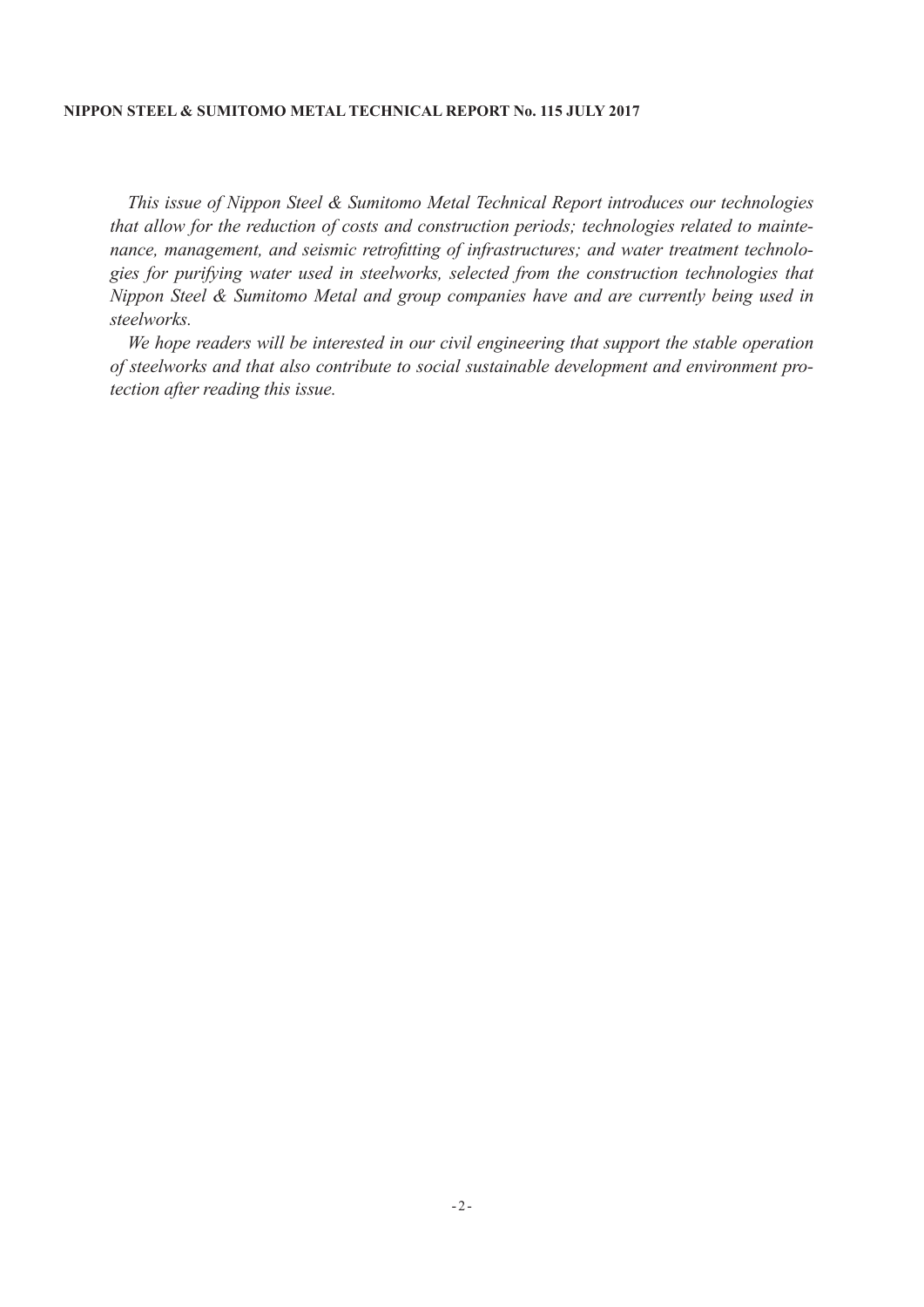*This issue of Nippon Steel & Sumitomo Metal Technical Report introduces our technologies that allow for the reduction of costs and construction periods; technologies related to maintenance, management, and seismic retrofitting of infrastructures; and water treatment technologies for purifying water used in steelworks, selected from the construction technologies that Nippon Steel & Sumitomo Metal and group companies have and are currently being used in steelworks.*

*We hope readers will be interested in our civil engineering that support the stable operation of steelworks and that also contribute to social sustainable development and environment protection after reading this issue.*